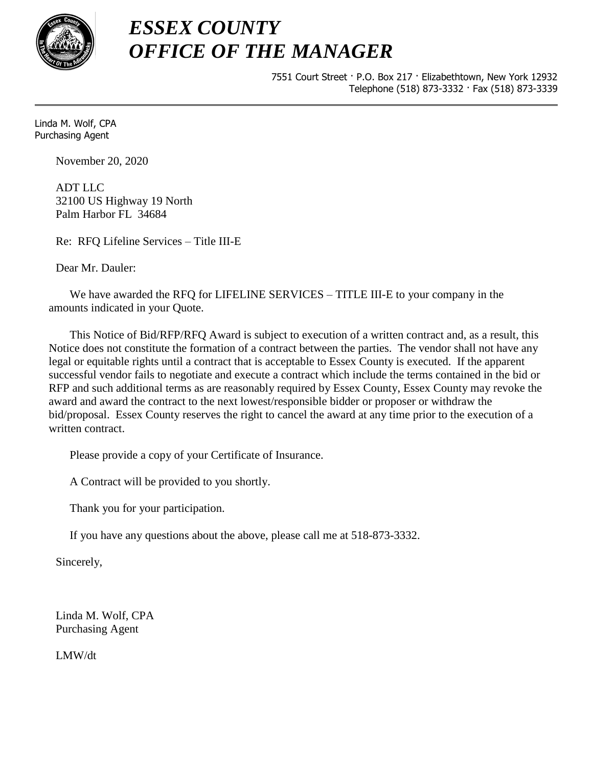# *ESSEX COUNTY*
# *OFFICE OF THE MANAGER*

7551 Court Street · P.O. Box 217 · Elizabethtown, New York 12932
Telephone (518) 873-3332 · Fax (518) 873-3339

---

Linda M. Wolf, CPA
Purchasing Agent

November 20, 2020

ADT LLC
32100 US Highway 19 North
Palm Harbor FL 34684

Re: RFQ Lifeline Services – Title III-E

Dear Mr. Dauler:

We have awarded the RFQ for LIFELINE SERVICES – TITLE III-E to your company in the amounts indicated in your Quote.

This Notice of Bid/RFP/RFQ Award is subject to execution of a written contract and, as a result, this Notice does not constitute the formation of a contract between the parties. The vendor shall not have any legal or equitable rights until a contract that is acceptable to Essex County is executed. If the apparent successful vendor fails to negotiate and execute a contract which include the terms contained in the bid or RFP and such additional terms as are reasonably required by Essex County, Essex County may revoke the award and award the contract to the next lowest/responsible bidder or proposer or withdraw the bid/proposal. Essex County reserves the right to cancel the award at any time prior to the execution of a written contract.

Please provide a copy of your Certificate of Insurance.

A Contract will be provided to you shortly.

Thank you for your participation.

If you have any questions about the above, please call me at 518-873-3332.

Sincerely,

Linda M. Wolf, CPA
Purchasing Agent

LMW/dt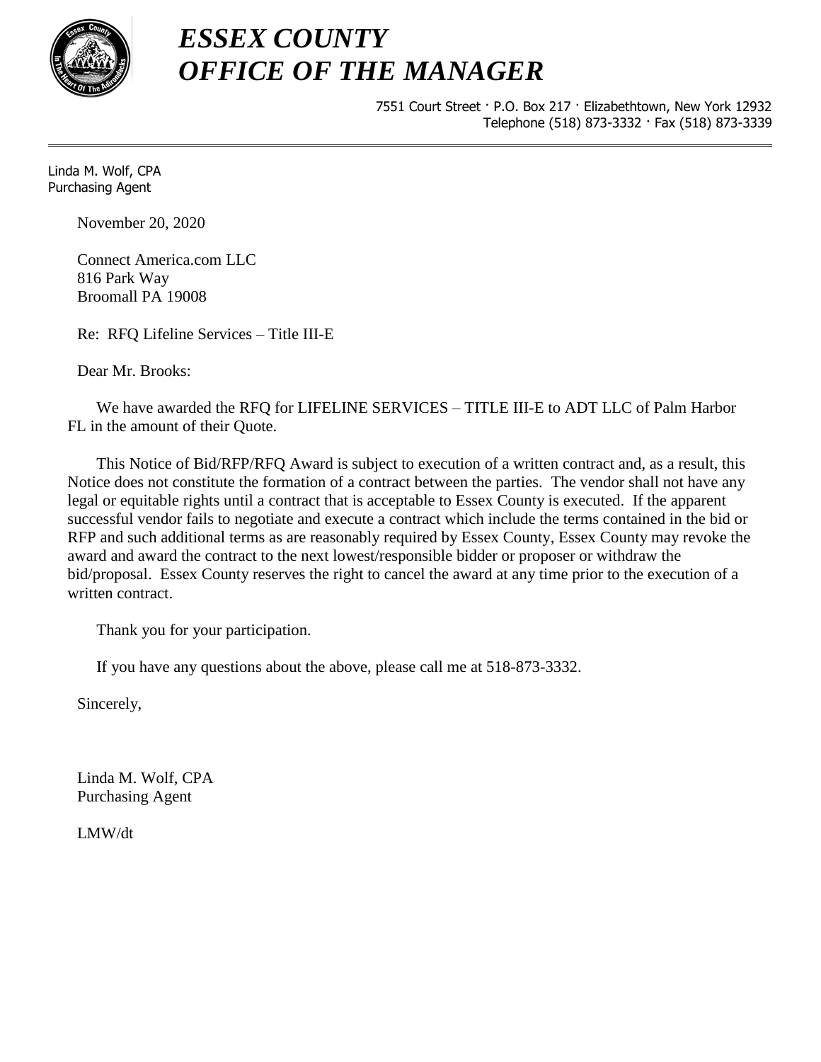# *ESSEX COUNTY*
# *OFFICE OF THE MANAGER*

7551 Court Street · P.O. Box 217 · Elizabethtown, New York 12932
Telephone (518) 873-3332 · Fax (518) 873-3339

---

Linda M. Wolf, CPA
Purchasing Agent

November 20, 2020

Connect America.com LLC
816 Park Way
Broomall PA 19008

Re: RFQ Lifeline Services – Title III-E

Dear Mr. Brooks:

We have awarded the RFQ for LIFELINE SERVICES – TITLE III-E to ADT LLC of Palm Harbor FL in the amount of their Quote.

This Notice of Bid/RFP/RFQ Award is subject to execution of a written contract and, as a result, this Notice does not constitute the formation of a contract between the parties. The vendor shall not have any legal or equitable rights until a contract that is acceptable to Essex County is executed. If the apparent successful vendor fails to negotiate and execute a contract which include the terms contained in the bid or RFP and such additional terms as are reasonably required by Essex County, Essex County may revoke the award and award the contract to the next lowest/responsible bidder or proposer or withdraw the bid/proposal. Essex County reserves the right to cancel the award at any time prior to the execution of a written contract.

Thank you for your participation.

If you have any questions about the above, please call me at 518-873-3332.

Sincerely,

Linda M. Wolf, CPA
Purchasing Agent

LMW/dt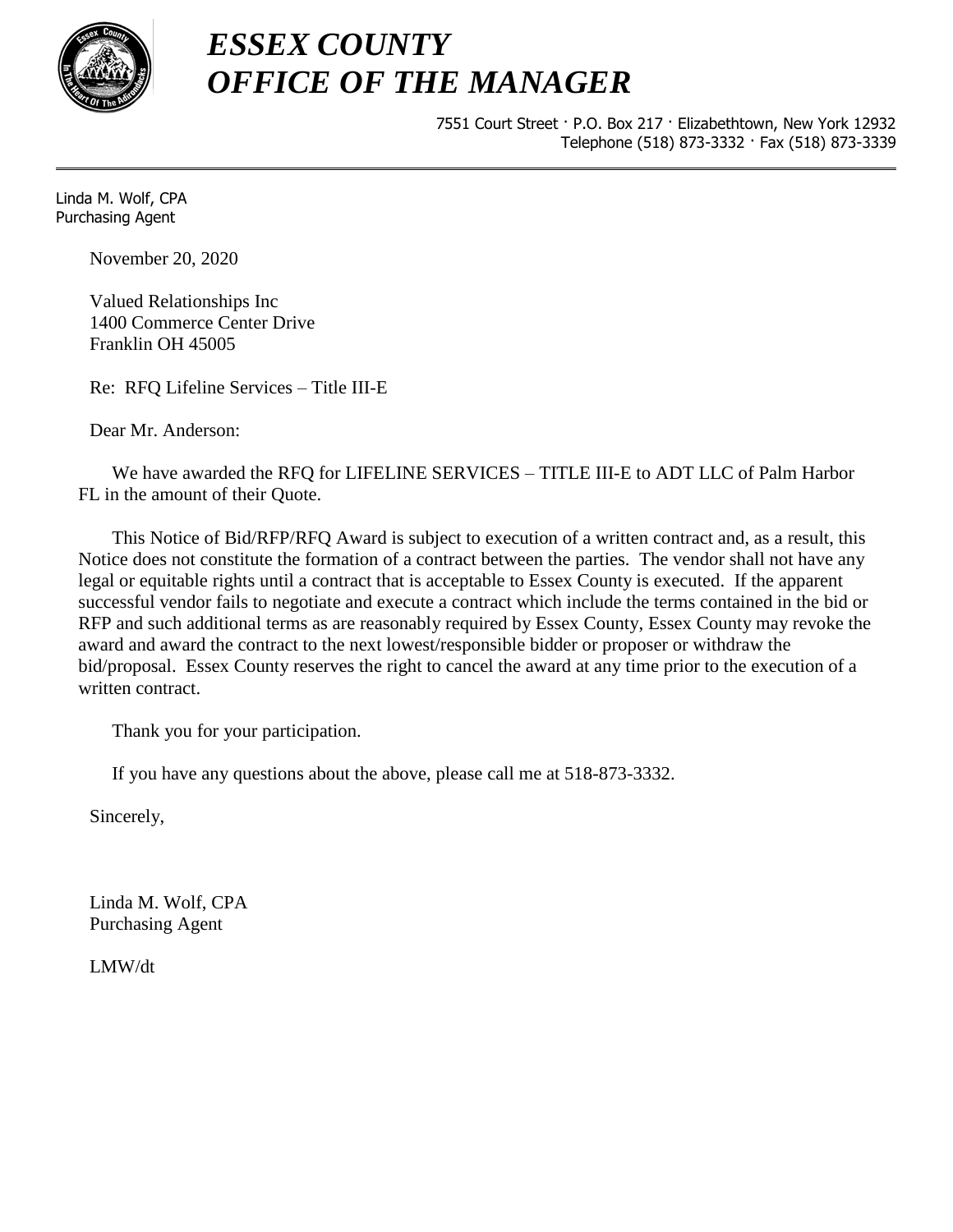# *ESSEX COUNTY*
# *OFFICE OF THE MANAGER*

7551 Court Street · P.O. Box 217 · Elizabethtown, New York 12932
Telephone (518) 873-3332 · Fax (518) 873-3339

---

Linda M. Wolf, CPA
Purchasing Agent

November 20, 2020

Valued Relationships Inc
1400 Commerce Center Drive
Franklin OH 45005

Re: RFQ Lifeline Services – Title III-E

Dear Mr. Anderson:

We have awarded the RFQ for LIFELINE SERVICES – TITLE III-E to ADT LLC of Palm Harbor FL in the amount of their Quote.

This Notice of Bid/RFP/RFQ Award is subject to execution of a written contract and, as a result, this Notice does not constitute the formation of a contract between the parties. The vendor shall not have any legal or equitable rights until a contract that is acceptable to Essex County is executed. If the apparent successful vendor fails to negotiate and execute a contract which include the terms contained in the bid or RFP and such additional terms as are reasonably required by Essex County, Essex County may revoke the award and award the contract to the next lowest/responsible bidder or proposer or withdraw the bid/proposal. Essex County reserves the right to cancel the award at any time prior to the execution of a written contract.

Thank you for your participation.

If you have any questions about the above, please call me at 518-873-3332.

Sincerely,

Linda M. Wolf, CPA
Purchasing Agent

LMW/dt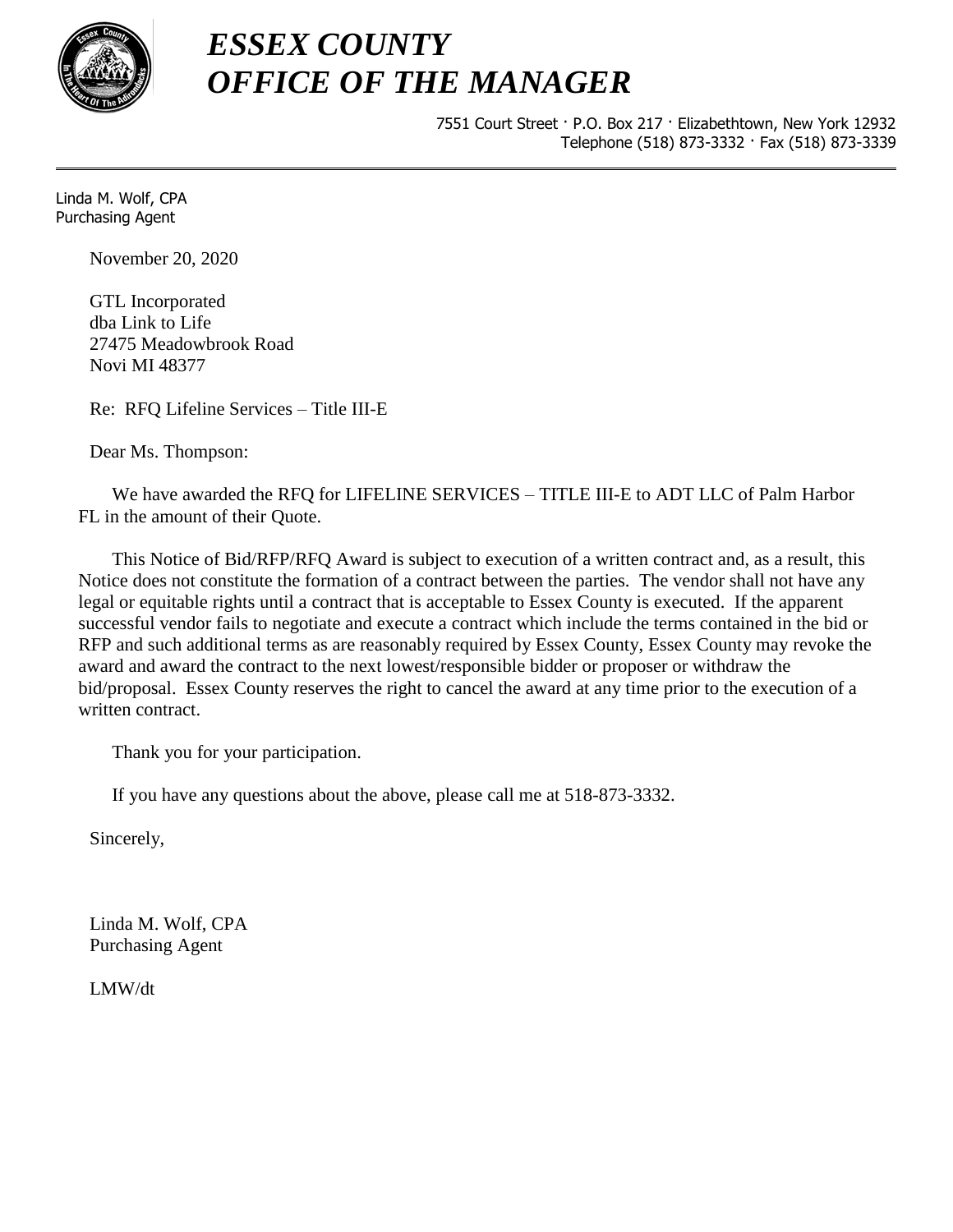# *ESSEX COUNTY*
# *OFFICE OF THE MANAGER*

7551 Court Street · P.O. Box 217 · Elizabethtown, New York 12932
Telephone (518) 873-3332 · Fax (518) 873-3339

---

Linda M. Wolf, CPA
Purchasing Agent

November 20, 2020

GTL Incorporated
dba Link to Life
27475 Meadowbrook Road
Novi MI 48377

Re: RFQ Lifeline Services – Title III-E

Dear Ms. Thompson:

We have awarded the RFQ for LIFELINE SERVICES – TITLE III-E to ADT LLC of Palm Harbor FL in the amount of their Quote.

This Notice of Bid/RFP/RFQ Award is subject to execution of a written contract and, as a result, this Notice does not constitute the formation of a contract between the parties. The vendor shall not have any legal or equitable rights until a contract that is acceptable to Essex County is executed. If the apparent successful vendor fails to negotiate and execute a contract which include the terms contained in the bid or RFP and such additional terms as are reasonably required by Essex County, Essex County may revoke the award and award the contract to the next lowest/responsible bidder or proposer or withdraw the bid/proposal. Essex County reserves the right to cancel the award at any time prior to the execution of a written contract.

Thank you for your participation.

If you have any questions about the above, please call me at 518-873-3332.

Sincerely,

Linda M. Wolf, CPA
Purchasing Agent

LMW/dt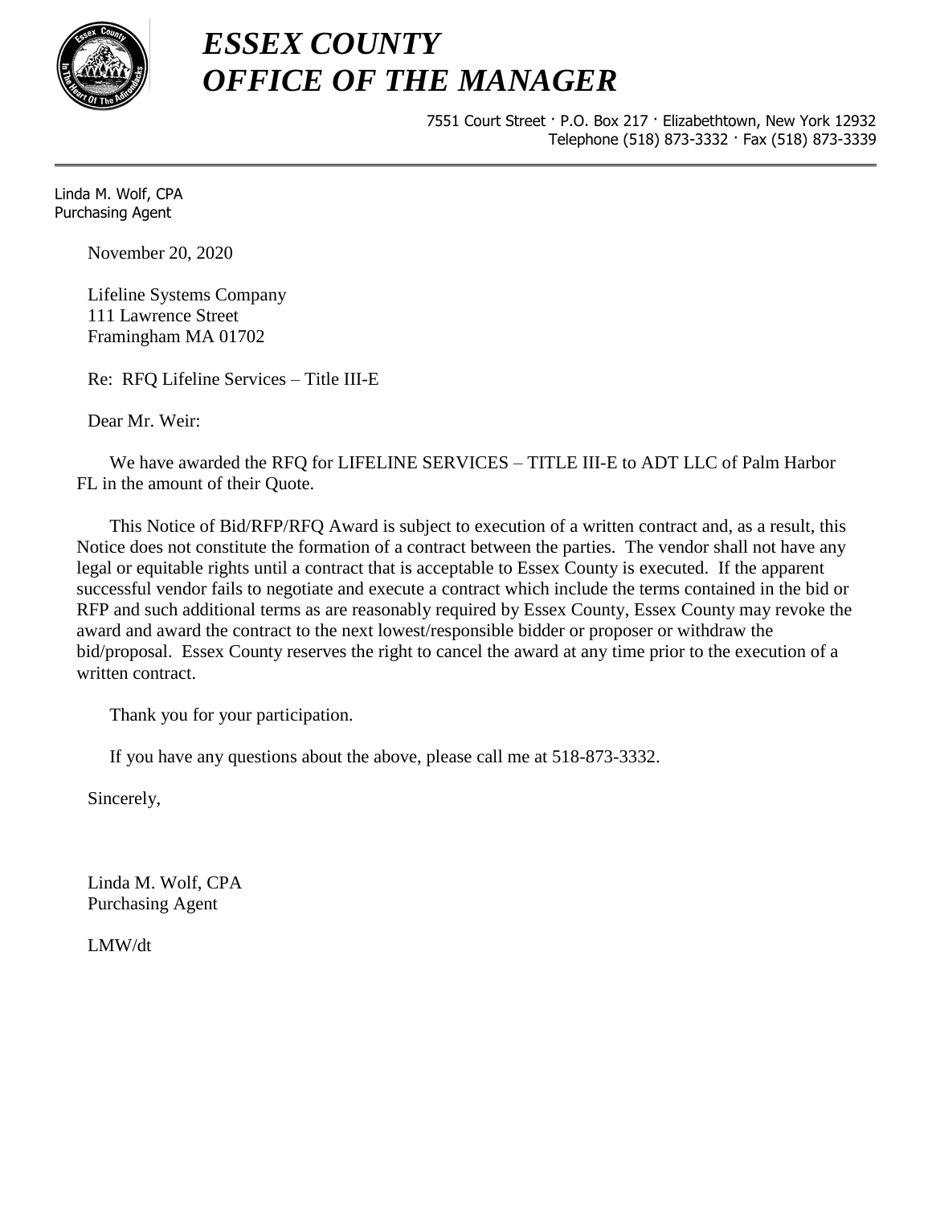# *ESSEX COUNTY*
# *OFFICE OF THE MANAGER*

7551 Court Street · P.O. Box 217 · Elizabethtown, New York 12932
Telephone (518) 873-3332 · Fax (518) 873-3339

Linda M. Wolf, CPA
Purchasing Agent

November 20, 2020

Lifeline Systems Company
111 Lawrence Street
Framingham MA 01702

Re: RFQ Lifeline Services – Title III-E

Dear Mr. Weir:

We have awarded the RFQ for LIFELINE SERVICES – TITLE III-E to ADT LLC of Palm Harbor FL in the amount of their Quote.

This Notice of Bid/RFP/RFQ Award is subject to execution of a written contract and, as a result, this Notice does not constitute the formation of a contract between the parties. The vendor shall not have any legal or equitable rights until a contract that is acceptable to Essex County is executed. If the apparent successful vendor fails to negotiate and execute a contract which include the terms contained in the bid or RFP and such additional terms as are reasonably required by Essex County, Essex County may revoke the award and award the contract to the next lowest/responsible bidder or proposer or withdraw the bid/proposal. Essex County reserves the right to cancel the award at any time prior to the execution of a written contract.

Thank you for your participation.

If you have any questions about the above, please call me at 518-873-3332.

Sincerely,

Linda M. Wolf, CPA
Purchasing Agent

LMW/dt